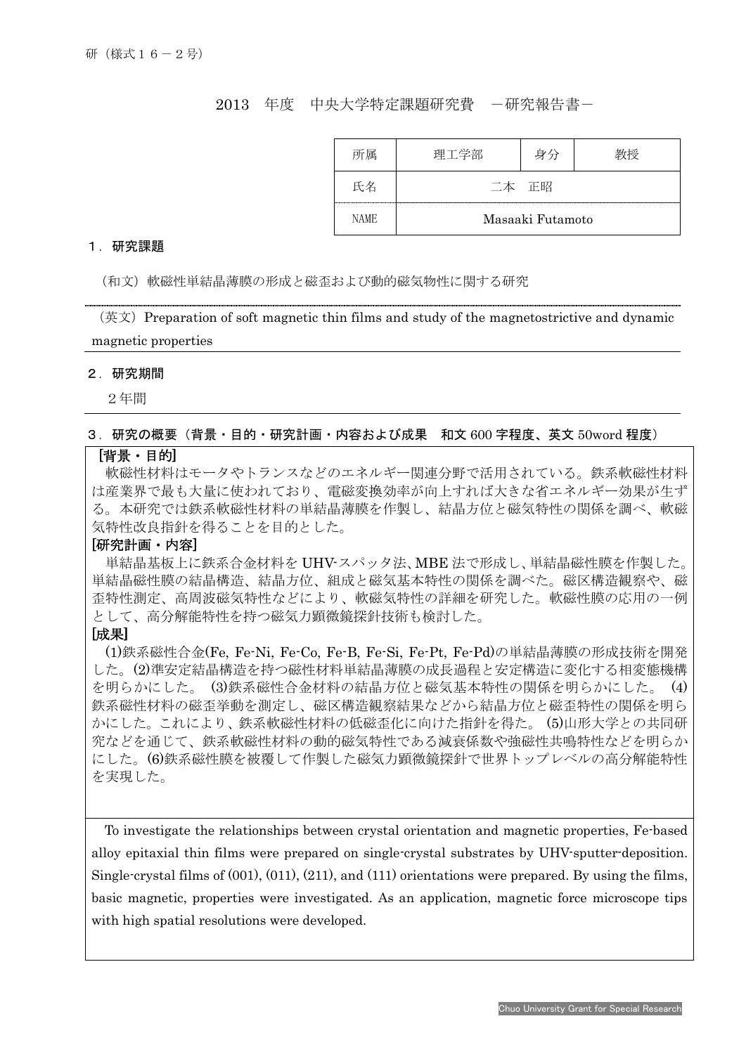研（様式１６－２号）

# 2013　年度　中央大学特定課題研究費　－研究報告書－

| | | | |
|---|---|---|---|
| 所属 | 理工学部 | 身分 | 教授 |
| 氏名 | 二本　正昭 | | |
| NAME | Masaaki Futamoto | | |

## １．研究課題

（和文）軟磁性単結晶薄膜の形成と磁歪および動的磁気物性に関する研究

（英文）Preparation of soft magnetic thin films and study of the magnetostrictive and dynamic magnetic properties

## ２．研究期間

２年間

## ３．研究の概要（背景・目的・研究計画・内容および成果　和文 600 字程度、英文 50word 程度）

**[背景・目的]**

軟磁性材料はモータやトランスなどのエネルギー関連分野で活用されている。鉄系軟磁性材料は産業界で最も大量に使われており、電磁変換効率が向上すれば大きな省エネルギー効果が生ずる。本研究では鉄系軟磁性材料の単結晶薄膜を作製し、結晶方位と磁気特性の関係を調べ、軟磁気特性改良指針を得ることを目的とした。

**[研究計画・内容]**

単結晶基板上に鉄系合金材料を UHV-スパッタ法、MBE 法で形成し、単結晶磁性膜を作製した。単結晶磁性膜の結晶構造、結晶方位、組成と磁気基本特性の関係を調べた。磁区構造観察や、磁歪特性測定、高周波磁気特性などにより、軟磁気特性の詳細を研究した。軟磁性膜の応用の一例として、高分解能特性を持つ磁気力顕微鏡探針技術も検討した。

**[成果]**

(1)鉄系磁性合金(Fe, Fe-Ni, Fe-Co, Fe-B, Fe-Si, Fe-Pt, Fe-Pd)の単結晶薄膜の形成技術を開発した。(2)準安定結晶構造を持つ磁性材料単結晶薄膜の成長過程と安定構造に変化する相変態機構を明らかにした。 (3)鉄系磁性合金材料の結晶方位と磁気基本特性の関係を明らかにした。 (4)鉄系磁性材料の磁歪挙動を測定し、磁区構造観察結果などから結晶方位と磁歪特性の関係を明らかにした。これにより、鉄系軟磁性材料の低磁歪化に向けた指針を得た。 (5)山形大学との共同研究などを通じて、鉄系軟磁性材料の動的磁気特性である減衰係数や強磁性共鳴特性などを明らかにした。(6)鉄系磁性膜を被覆して作製した磁気力顕微鏡探針で世界トップレベルの高分解能特性を実現した。

To investigate the relationships between crystal orientation and magnetic properties, Fe-based alloy epitaxial thin films were prepared on single-crystal substrates by UHV-sputter-deposition. Single-crystal films of (001), (011), (211), and (111) orientations were prepared. By using the films, basic magnetic, properties were investigated. As an application, magnetic force microscope tips with high spatial resolutions were developed.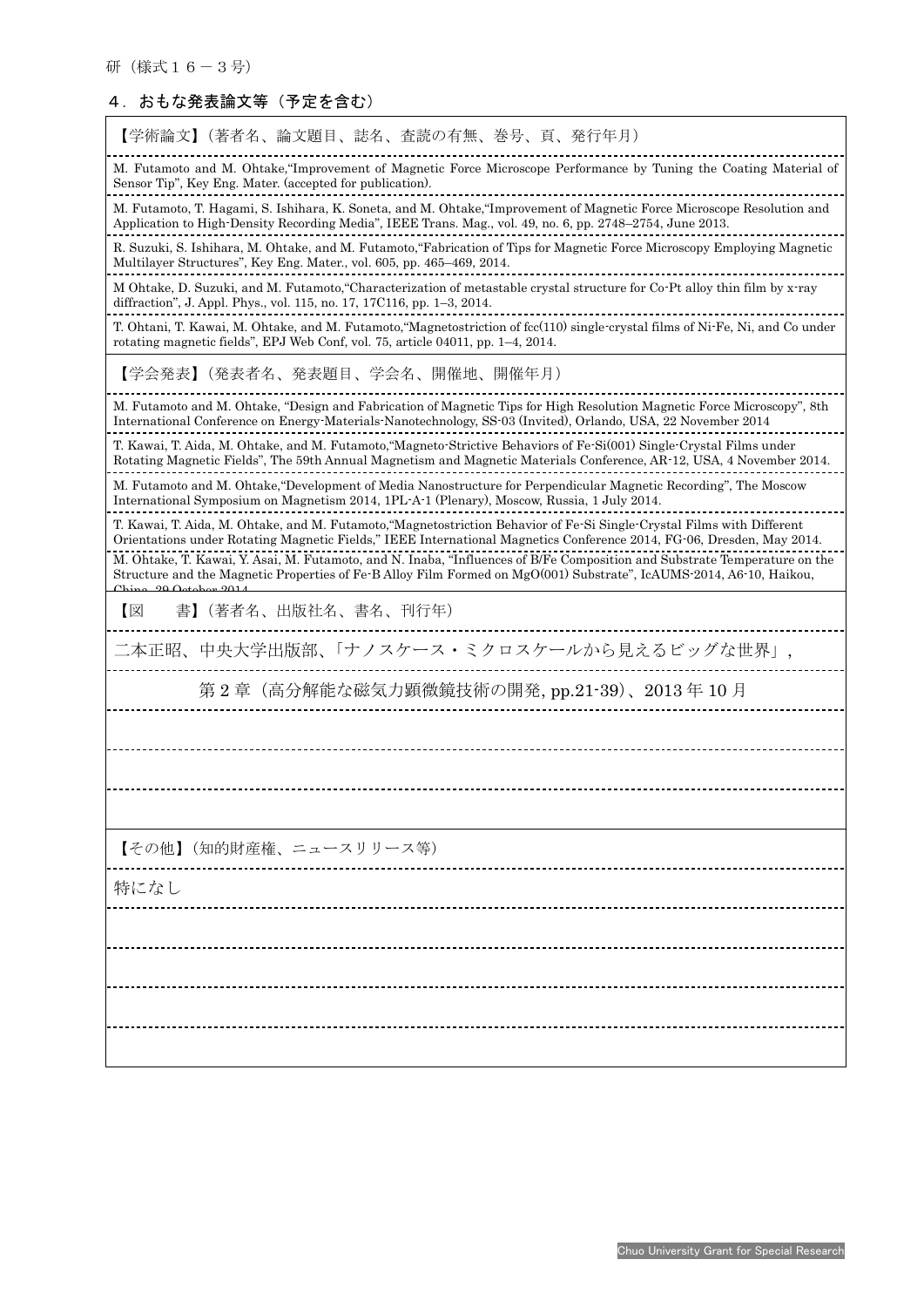研（様式１６－３号）

## ４．おもな発表論文等（予定を含む）

【学術論文】（著者名、論文題目、誌名、査読の有無、巻号、頁、発行年月）

M. Futamoto and M. Ohtake,"Improvement of Magnetic Force Microscope Performance by Tuning the Coating Material of Sensor Tip", Key Eng. Mater. (accepted for publication).

M. Futamoto, T. Hagami, S. Ishihara, K. Soneta, and M. Ohtake,"Improvement of Magnetic Force Microscope Resolution and Application to High-Density Recording Media", IEEE Trans. Mag., vol. 49, no. 6, pp. 2748–2754, June 2013.

R. Suzuki, S. Ishihara, M. Ohtake, and M. Futamoto,"Fabrication of Tips for Magnetic Force Microscopy Employing Magnetic Multilayer Structures", Key Eng. Mater., vol. 605, pp. 465–469, 2014.

M Ohtake, D. Suzuki, and M. Futamoto,"Characterization of metastable crystal structure for Co-Pt alloy thin film by x-ray diffraction", J. Appl. Phys., vol. 115, no. 17, 17C116, pp. 1–3, 2014.

T. Ohtani, T. Kawai, M. Ohtake, and M. Futamoto,"Magnetostriction of fcc(110) single-crystal films of Ni-Fe, Ni, and Co under rotating magnetic fields", EPJ Web Conf, vol. 75, article 04011, pp. 1–4, 2014.

【学会発表】（発表者名、発表題目、学会名、開催地、開催年月）

M. Futamoto and M. Ohtake, "Design and Fabrication of Magnetic Tips for High Resolution Magnetic Force Microscopy", 8th International Conference on Energy-Materials-Nanotechnology, SS-03 (Invited), Orlando, USA, 22 November 2014

T. Kawai, T. Aida, M. Ohtake, and M. Futamoto,"Magneto-Strictive Behaviors of Fe-Si(001) Single-Crystal Films under Rotating Magnetic Fields", The 59th Annual Magnetism and Magnetic Materials Conference, AR-12, USA, 4 November 2014.

M. Futamoto and M. Ohtake,"Development of Media Nanostructure for Perpendicular Magnetic Recording", The Moscow International Symposium on Magnetism 2014, 1PL-A-1 (Plenary), Moscow, Russia, 1 July 2014.

T. Kawai, T. Aida, M. Ohtake, and M. Futamoto,"Magnetostriction Behavior of Fe-Si Single-Crystal Films with Different Orientations under Rotating Magnetic Fields," IEEE International Magnetics Conference 2014, FG-06, Dresden, May 2014.

M. Ohtake, T. Kawai, Y. Asai, M. Futamoto, and N. Inaba, "Influences of B/Fe Composition and Substrate Temperature on the Structure and the Magnetic Properties of Fe-B Alloy Film Formed on MgO(001) Substrate", IcAUMS-2014, A6-10, Haikou, China, 29 October 2014

【図　　書】（著者名、出版社名、書名、刊行年）

二本正昭、中央大学出版部、「ナノスケース・ミクロスケールから見えるビッグな世界」，

第２章（高分解能な磁気力顕微鏡技術の開発, pp.21-39）、2013 年 10 月

【その他】（知的財産権、ニュースリリース等）

特になし